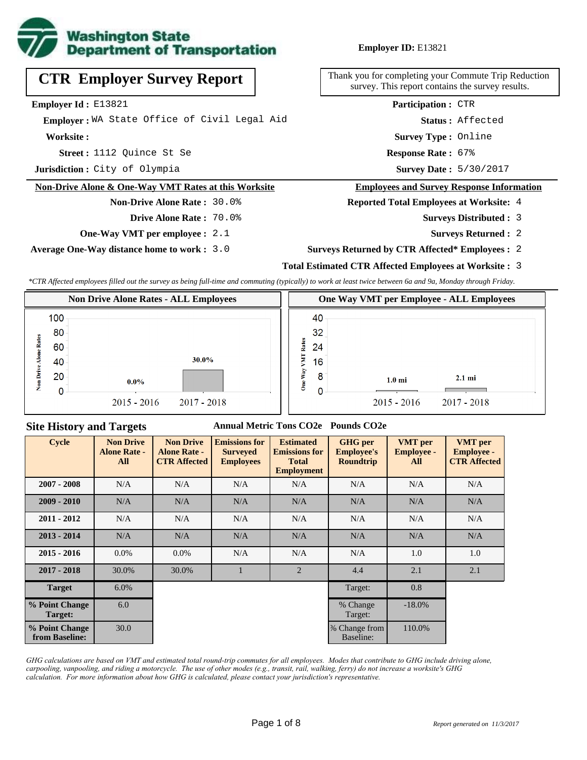**Employer ID:** E13821

# CTR Employer Survey Report

Thank you for completing your Commute Trip Reduction survey. This report contains the survey results.

**Employer Id :** E13821
**Employer :** WA State Office of Civil Legal Aid
**Worksite :**
**Street :** 1112 Quince St Se
**Jurisdiction :** City of Olympia

**Participation :** CTR
**Status :** Affected
**Survey Type :** Online
**Response Rate :** 67%
**Survey Date :** 5/30/2017

## Non-Drive Alone & One-Way VMT Rates at this Worksite

**Non-Drive Alone Rate :** 30.0%
**Drive Alone Rate :** 70.0%
**One-Way VMT per employee :** 2.1
**Average One-Way distance home to work :** 3.0

## Employees and Survey Response Information

**Reported Total Employees at Worksite:** 4
**Surveys Distributed :** 3
**Surveys Returned :** 2
**Surveys Returned by CTR Affected* Employees :** 2
**Total Estimated CTR Affected Employees at Worksite :** 3

*\*CTR Affected employees filled out the survey as being full-time and commuting (typically) to work at least twice between 6a and 9a, Monday through Friday.*

### Non Drive Alone Rates - ALL Employees

| Cycle | Non Drive Alone Rate |
|---|---|
| 2015 - 2016 | 0.0% |
| 2017 - 2018 | 30.0% |

### One Way VMT per Employee - ALL Employees

| Cycle | One Way VMT |
|---|---|
| 2015 - 2016 | 1.0 mi |
| 2017 - 2018 | 2.1 mi |

## Site History and Targets

| Cycle | Non Drive Alone Rate - All | Non Drive Alone Rate - CTR Affected | Emissions for Surveyed Employees (Annual Metric Tons CO2e) | Estimated Emissions for Total Employment (Annual Metric Tons CO2e) | GHG per Employee's Roundtrip (Pounds CO2e) | VMT per Employee - All | VMT per Employee - CTR Affected |
|---|---|---|---|---|---|---|---|
| 2007 - 2008 | N/A | N/A | N/A | N/A | N/A | N/A | N/A |
| 2009 - 2010 | N/A | N/A | N/A | N/A | N/A | N/A | N/A |
| 2011 - 2012 | N/A | N/A | N/A | N/A | N/A | N/A | N/A |
| 2013 - 2014 | N/A | N/A | N/A | N/A | N/A | N/A | N/A |
| 2015 - 2016 | 0.0% | 0.0% | N/A | N/A | N/A | 1.0 | 1.0 |
| 2017 - 2018 | 30.0% | 30.0% | 1 | 2 | 4.4 | 2.1 | 2.1 |
| Target | 6.0% | | | | Target: | 0.8 | |
| % Point Change Target: | 6.0 | | | | % Change Target: | -18.0% | |
| % Point Change from Baseline: | 30.0 | | | | % Change from Baseline: | 110.0% | |

*GHG calculations are based on VMT and estimated total round-trip commutes for all employees. Modes that contribute to GHG include driving alone, carpooling, vanpooling, and riding a motorcycle. The use of other modes (e.g., transit, rail, walking, ferry) do not increase a worksite's GHG calculation. For more information about how GHG is calculated, please contact your jurisdiction's representative.*

*Report generated on 11/3/2017*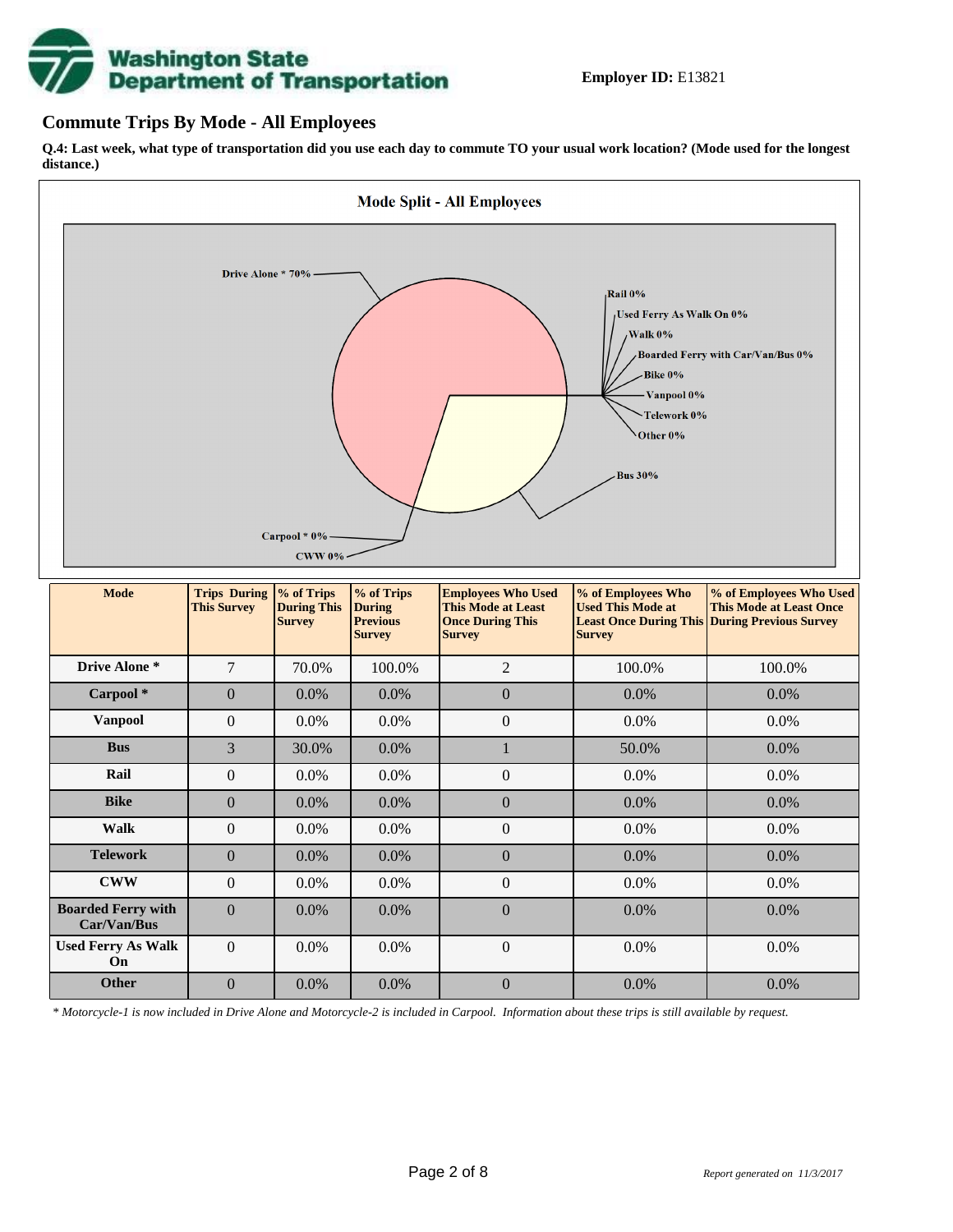**Employer ID:** E13821

## Commute Trips By Mode - All Employees

**Q.4: Last week, what type of transportation did you use each day to commute TO your usual work location? (Mode used for the longest distance.)**

**Mode Split - All Employees**

Drive Alone * 70%
Rail 0%
Used Ferry As Walk On 0%
Walk 0%
Boarded Ferry with Car/Van/Bus 0%
Bike 0%
Vanpool 0%
Telework 0%
Other 0%
Bus 30%
Carpool * 0%
CWW 0%

| Mode | Trips During This Survey | % of Trips During This Survey | % of Trips During Previous Survey | Employees Who Used This Mode at Least Once During This Survey | % of Employees Who Used This Mode at Least Once During This Survey | % of Employees Who Used This Mode at Least Once During Previous Survey |
|---|---|---|---|---|---|---|
| Drive Alone * | 7 | 70.0% | 100.0% | 2 | 100.0% | 100.0% |
| Carpool * | 0 | 0.0% | 0.0% | 0 | 0.0% | 0.0% |
| Vanpool | 0 | 0.0% | 0.0% | 0 | 0.0% | 0.0% |
| Bus | 3 | 30.0% | 0.0% | 1 | 50.0% | 0.0% |
| Rail | 0 | 0.0% | 0.0% | 0 | 0.0% | 0.0% |
| Bike | 0 | 0.0% | 0.0% | 0 | 0.0% | 0.0% |
| Walk | 0 | 0.0% | 0.0% | 0 | 0.0% | 0.0% |
| Telework | 0 | 0.0% | 0.0% | 0 | 0.0% | 0.0% |
| CWW | 0 | 0.0% | 0.0% | 0 | 0.0% | 0.0% |
| Boarded Ferry with Car/Van/Bus | 0 | 0.0% | 0.0% | 0 | 0.0% | 0.0% |
| Used Ferry As Walk On | 0 | 0.0% | 0.0% | 0 | 0.0% | 0.0% |
| Other | 0 | 0.0% | 0.0% | 0 | 0.0% | 0.0% |

*\* Motorcycle-1 is now included in Drive Alone and Motorcycle-2 is included in Carpool. Information about these trips is still available by request.*

*Report generated on 11/3/2017*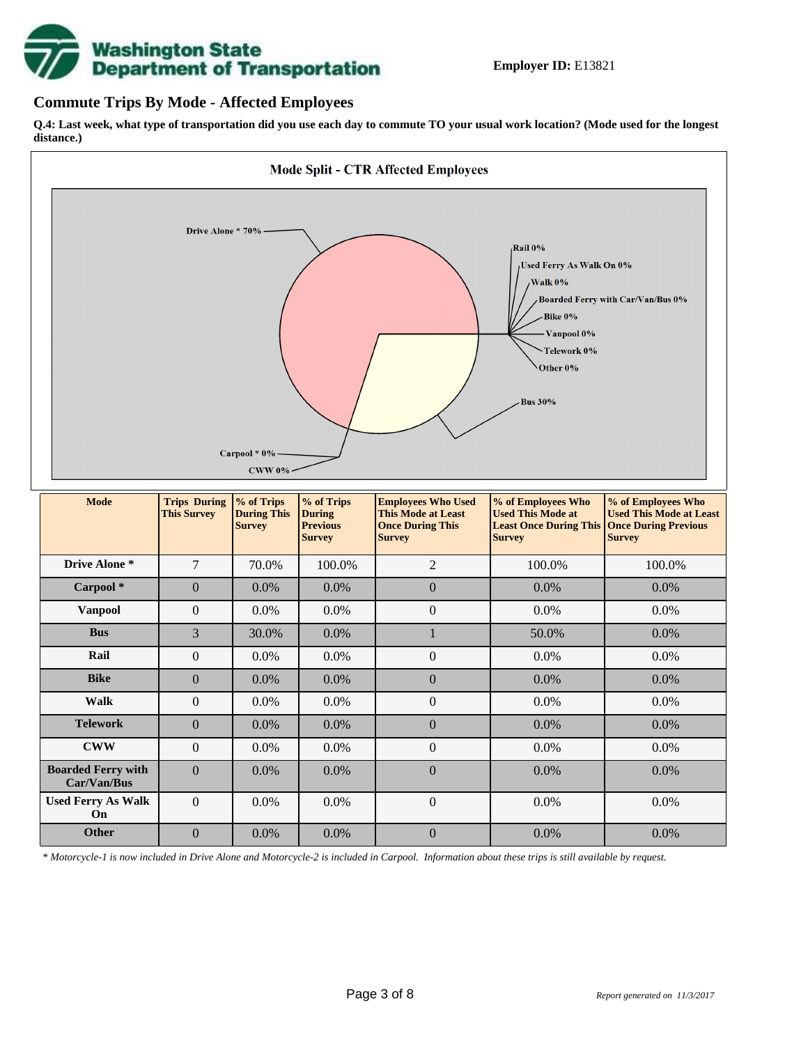**Employer ID:** E13821

## Commute Trips By Mode - Affected Employees

**Q.4: Last week, what type of transportation did you use each day to commute TO your usual work location? (Mode used for the longest distance.)**

**Mode Split - CTR Affected Employees**

Drive Alone * 70%
Rail 0%
Used Ferry As Walk On 0%
Walk 0%
Boarded Ferry with Car/Van/Bus 0%
Bike 0%
Vanpool 0%
Telework 0%
Other 0%
Bus 30%
Carpool * 0%
CWW 0%

| Mode | Trips During This Survey | % of Trips During This Survey | % of Trips During Previous Survey | Employees Who Used This Mode at Least Once During This Survey | % of Employees Who Used This Mode at Least Once During This Survey | % of Employees Who Used This Mode at Least Once During Previous Survey |
|---|---|---|---|---|---|---|
| **Drive Alone *** | 7 | 70.0% | 100.0% | 2 | 100.0% | 100.0% |
| **Carpool *** | 0 | 0.0% | 0.0% | 0 | 0.0% | 0.0% |
| **Vanpool** | 0 | 0.0% | 0.0% | 0 | 0.0% | 0.0% |
| **Bus** | 3 | 30.0% | 0.0% | 1 | 50.0% | 0.0% |
| **Rail** | 0 | 0.0% | 0.0% | 0 | 0.0% | 0.0% |
| **Bike** | 0 | 0.0% | 0.0% | 0 | 0.0% | 0.0% |
| **Walk** | 0 | 0.0% | 0.0% | 0 | 0.0% | 0.0% |
| **Telework** | 0 | 0.0% | 0.0% | 0 | 0.0% | 0.0% |
| **CWW** | 0 | 0.0% | 0.0% | 0 | 0.0% | 0.0% |
| **Boarded Ferry with Car/Van/Bus** | 0 | 0.0% | 0.0% | 0 | 0.0% | 0.0% |
| **Used Ferry As Walk On** | 0 | 0.0% | 0.0% | 0 | 0.0% | 0.0% |
| **Other** | 0 | 0.0% | 0.0% | 0 | 0.0% | 0.0% |

*\* Motorcycle-1 is now included in Drive Alone and Motorcycle-2 is included in Carpool. Information about these trips is still available by request.*

*Report generated on 11/3/2017*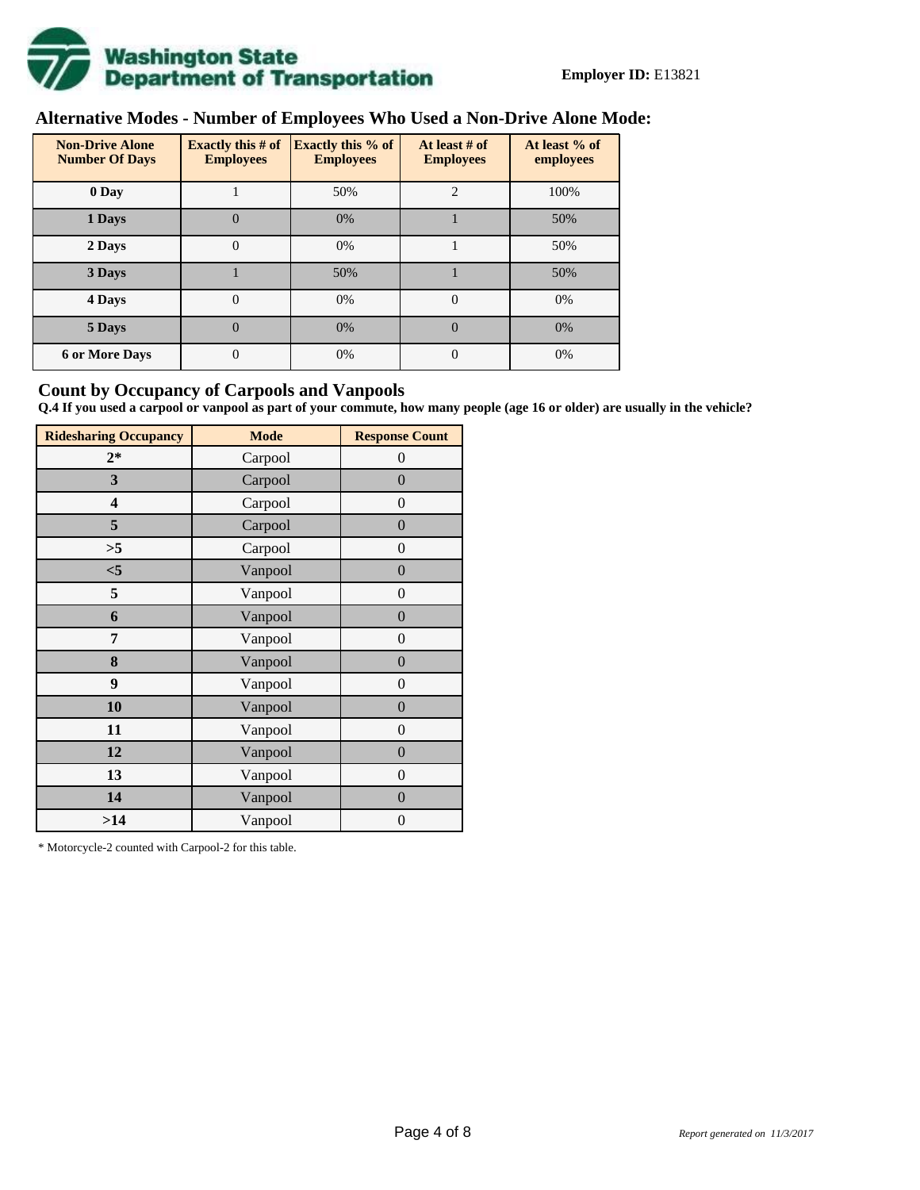**Employer ID:** E13821

## Alternative Modes - Number of Employees Who Used a Non-Drive Alone Mode:

| Non-Drive Alone Number Of Days | Exactly this # of Employees | Exactly this % of Employees | At least # of Employees | At least % of employees |
|---|---|---|---|---|
| 0 Day | 1 | 50% | 2 | 100% |
| 1 Days | 0 | 0% | 1 | 50% |
| 2 Days | 0 | 0% | 1 | 50% |
| 3 Days | 1 | 50% | 1 | 50% |
| 4 Days | 0 | 0% | 0 | 0% |
| 5 Days | 0 | 0% | 0 | 0% |
| 6 or More Days | 0 | 0% | 0 | 0% |

## Count by Occupancy of Carpools and Vanpools

**Q.4 If you used a carpool or vanpool as part of your commute, how many people (age 16 or older) are usually in the vehicle?**

| Ridesharing Occupancy | Mode | Response Count |
|---|---|---|
| 2* | Carpool | 0 |
| 3 | Carpool | 0 |
| 4 | Carpool | 0 |
| 5 | Carpool | 0 |
| >5 | Carpool | 0 |
| <5 | Vanpool | 0 |
| 5 | Vanpool | 0 |
| 6 | Vanpool | 0 |
| 7 | Vanpool | 0 |
| 8 | Vanpool | 0 |
| 9 | Vanpool | 0 |
| 10 | Vanpool | 0 |
| 11 | Vanpool | 0 |
| 12 | Vanpool | 0 |
| 13 | Vanpool | 0 |
| 14 | Vanpool | 0 |
| >14 | Vanpool | 0 |

* Motorcycle-2 counted with Carpool-2 for this table.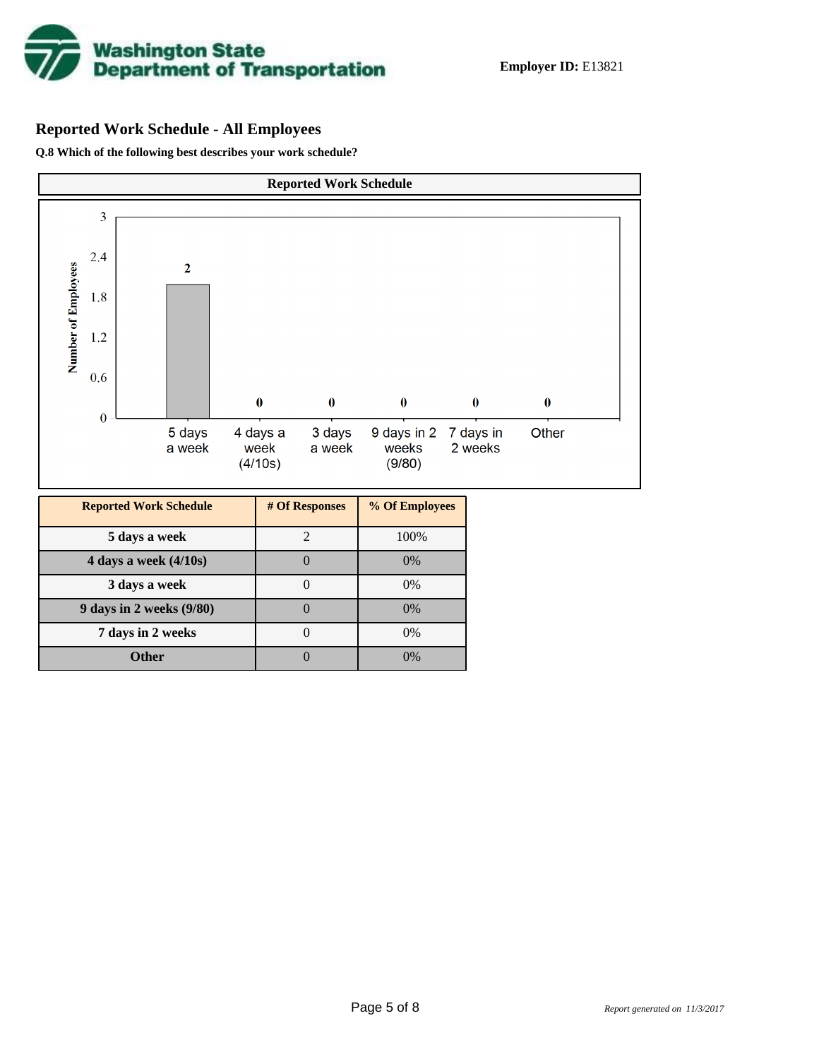Washington State Department of Transportation

**Employer ID:** E13821

## Reported Work Schedule - All Employees

**Q.8 Which of the following best describes your work schedule?**

| Reported Work Schedule | # Of Responses | % Of Employees |
|---|---|---|
| **5 days a week** | 2 | 100% |
| **4 days a week (4/10s)** | 0 | 0% |
| **3 days a week** | 0 | 0% |
| **9 days in 2 weeks (9/80)** | 0 | 0% |
| **7 days in 2 weeks** | 0 | 0% |
| **Other** | 0 | 0% |

*Report generated on 11/3/2017*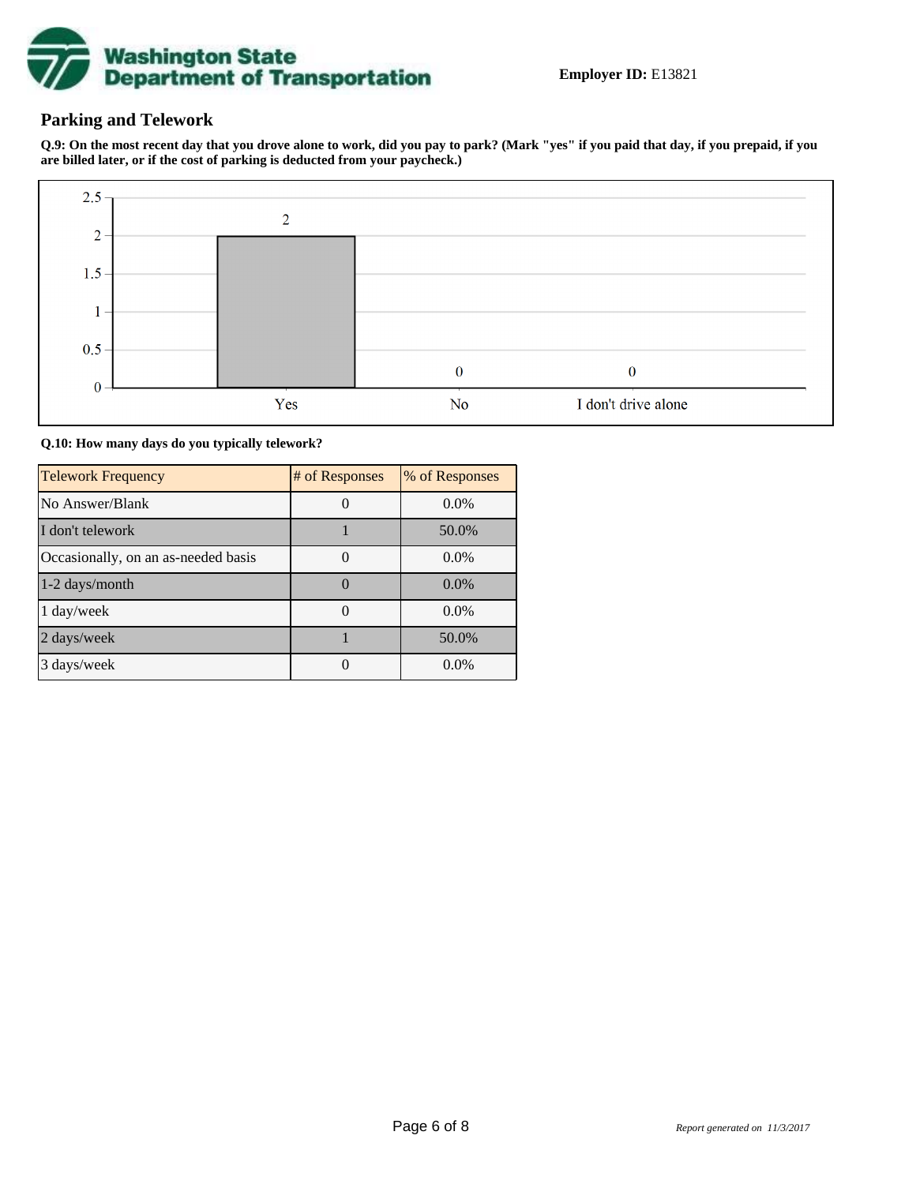**Employer ID:** E13821

## Parking and Telework

**Q.9: On the most recent day that you drove alone to work, did you pay to park? (Mark "yes" if you paid that day, if you prepaid, if you are billed later, or if the cost of parking is deducted from your paycheck.)**

| Response | Count |
|---|---|
| Yes | 2 |
| No | 0 |
| I don't drive alone | 0 |

**Q.10: How many days do you typically telework?**

| Telework Frequency | # of Responses | % of Responses |
|---|---|---|
| No Answer/Blank | 0 | 0.0% |
| I don't telework | 1 | 50.0% |
| Occasionally, on an as-needed basis | 0 | 0.0% |
| 1-2 days/month | 0 | 0.0% |
| 1 day/week | 0 | 0.0% |
| 2 days/week | 1 | 50.0% |
| 3 days/week | 0 | 0.0% |

*Report generated on 11/3/2017*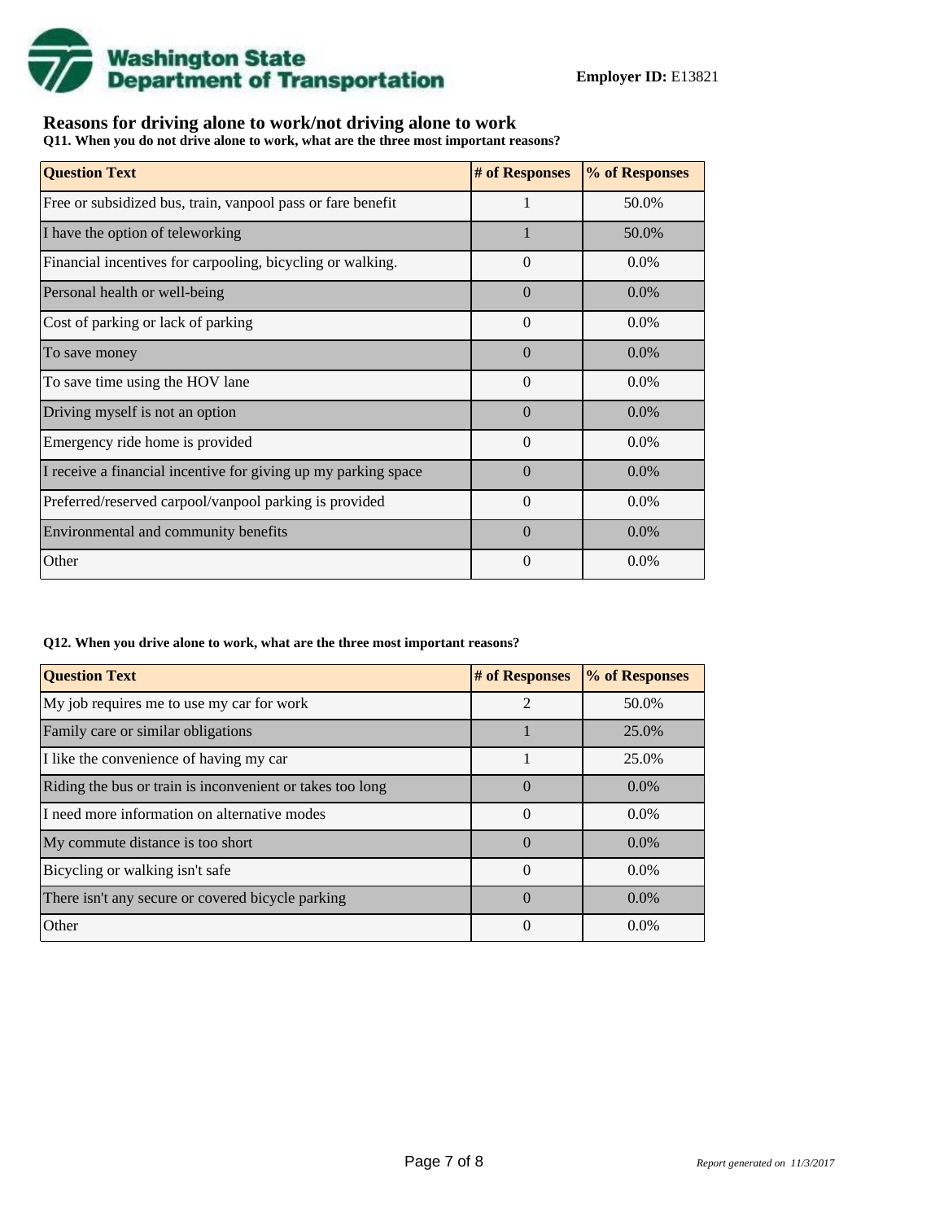**Employer ID:** E13821

## Reasons for driving alone to work/not driving alone to work

**Q11. When you do not drive alone to work, what are the three most important reasons?**

| Question Text | # of Responses | % of Responses |
|---|---|---|
| Free or subsidized bus, train, vanpool pass or fare benefit | 1 | 50.0% |
| I have the option of teleworking | 1 | 50.0% |
| Financial incentives for carpooling, bicycling or walking. | 0 | 0.0% |
| Personal health or well-being | 0 | 0.0% |
| Cost of parking or lack of parking | 0 | 0.0% |
| To save money | 0 | 0.0% |
| To save time using the HOV lane | 0 | 0.0% |
| Driving myself is not an option | 0 | 0.0% |
| Emergency ride home is provided | 0 | 0.0% |
| I receive a financial incentive for giving up my parking space | 0 | 0.0% |
| Preferred/reserved carpool/vanpool parking is provided | 0 | 0.0% |
| Environmental and community benefits | 0 | 0.0% |
| Other | 0 | 0.0% |

**Q12. When you drive alone to work, what are the three most important reasons?**

| Question Text | # of Responses | % of Responses |
|---|---|---|
| My job requires me to use my car for work | 2 | 50.0% |
| Family care or similar obligations | 1 | 25.0% |
| I like the convenience of having my car | 1 | 25.0% |
| Riding the bus or train is inconvenient or takes too long | 0 | 0.0% |
| I need more information on alternative modes | 0 | 0.0% |
| My commute distance is too short | 0 | 0.0% |
| Bicycling or walking isn't safe | 0 | 0.0% |
| There isn't any secure or covered bicycle parking | 0 | 0.0% |
| Other | 0 | 0.0% |

*Report generated on 11/3/2017*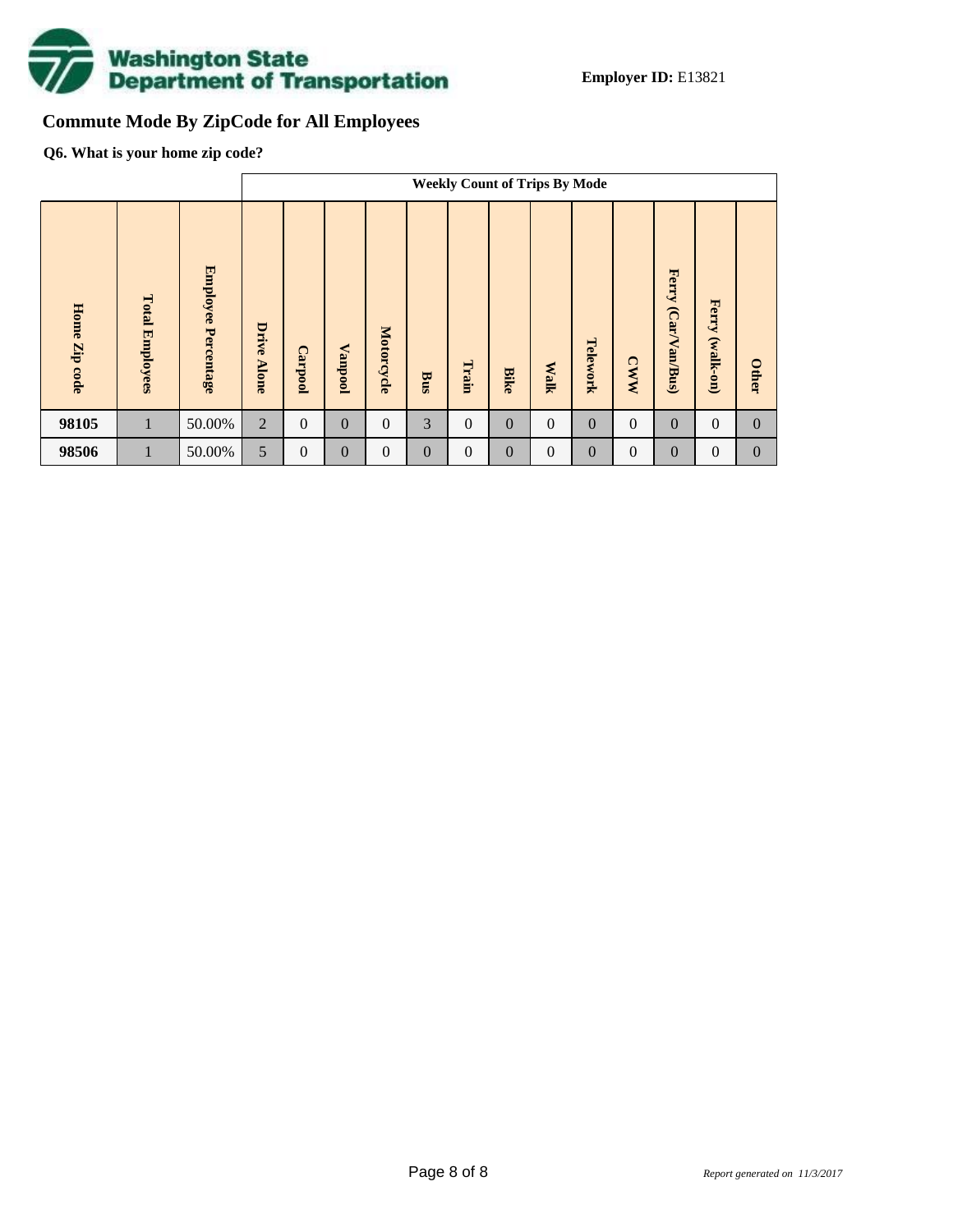**Employer ID:** E13821

## Commute Mode By ZipCode for All Employees

**Q6. What is your home zip code?**

| | | | Weekly Count of Trips By Mode | | | | | | | | | | | | | |
|---|---|---|---|---|---|---|---|---|---|---|---|---|---|---|---|---|
| **Home Zip code** | **Total Employees** | **Employee Percentage** | **Drive Alone** | **Carpool** | **Vanpool** | **Motorcycle** | **Bus** | **Train** | **Bike** | **Walk** | **Telework** | **CWW** | **Ferry (Car/Van/Bus)** | **Ferry (walk-on)** | **Other** |
| **98105** | 1 | 50.00% | 2 | 0 | 0 | 0 | 3 | 0 | 0 | 0 | 0 | 0 | 0 | 0 | 0 |
| **98506** | 1 | 50.00% | 5 | 0 | 0 | 0 | 0 | 0 | 0 | 0 | 0 | 0 | 0 | 0 | 0 |

*Report generated on 11/3/2017*